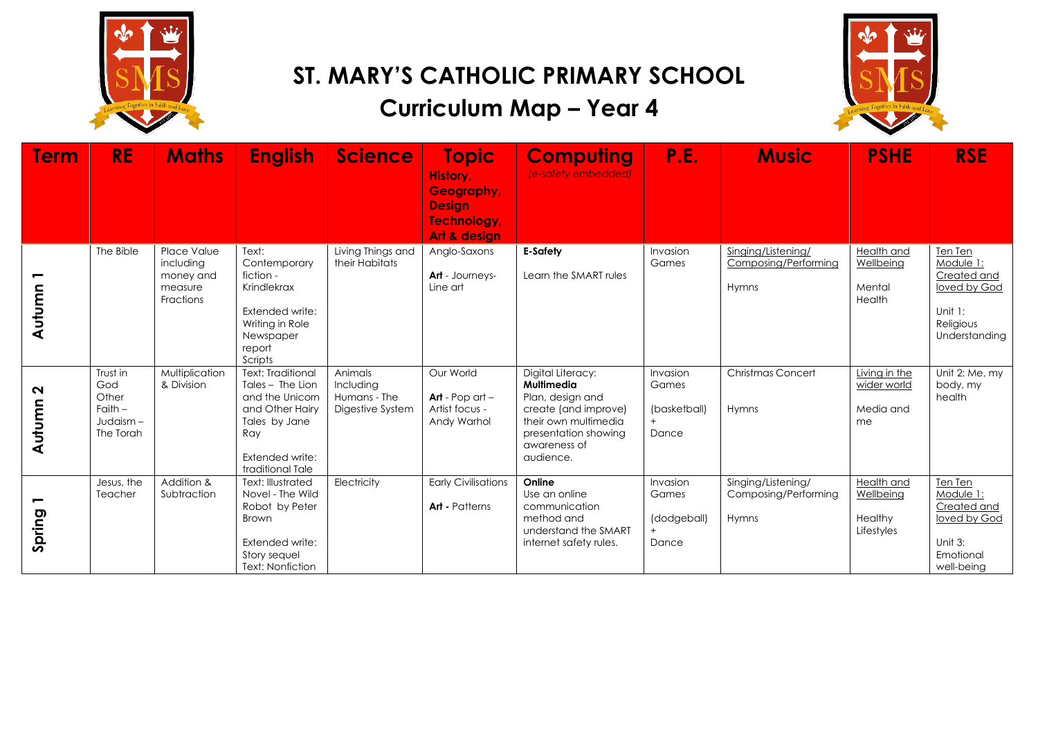# ST. MARY'S CATHOLIC PRIMARY SCHOOL

## Curriculum Map – Year 4

| Term | RE | Maths | English | Science | Topic History, Geography, Design Technology, Art & design | Computing *(e-safety embedded)* | P.E. | Music | PSHE | RSE |
|---|---|---|---|---|---|---|---|---|---|---|
| Autumn 1 | The Bible | Place Value including money and measure Fractions | Text: Contemporary fiction - Krindlekrax<br><br>Extended write: Writing in Role Newspaper report Scripts | Living Things and their Habitats | Anglo-Saxons<br><br>**Art** - Journeys- Line art | **E-Safety**<br><br>Learn the SMART rules | Invasion Games | Singing/Listening/ Composing/Performing<br><br>Hymns | Health and Wellbeing<br><br>Mental Health | Ten Ten Module 1: Created and loved by God<br><br>Unit 1: Religious Understanding |
| Autumn 2 | Trust in God Other Faith – Judaism – The Torah | Multiplication & Division | Text: Traditional Tales – The Lion and the Unicorn and Other Hairy Tales by Jane Ray<br><br>Extended write: traditional Tale | Animals Including Humans - The Digestive System | Our World<br><br>**Art** - Pop art – Artist focus - Andy Warhol | Digital Literacy: **Multimedia**<br>Plan, design and create (and improve) their own multimedia presentation showing awareness of audience. | Invasion Games<br><br>(basketball) + Dance | Christmas Concert<br><br>Hymns | Living in the wider world<br><br>Media and me | Unit 2: Me, my body, my health |
| Spring 1 | Jesus, the Teacher | Addition & Subtraction | Text: Illustrated Novel - The Wild Robot by Peter Brown<br><br>Extended write: Story sequel Text: Nonfiction | Electricity | Early Civilisations<br><br>**Art** - Patterns | **Online**<br>Use an online communication method and understand the SMART internet safety rules. | Invasion Games<br><br>(dodgeball) + Dance | Singing/Listening/ Composing/Performing<br><br>Hymns | Health and Wellbeing<br><br>Healthy Lifestyles | Ten Ten Module 1: Created and loved by God<br><br>Unit 3: Emotional well-being |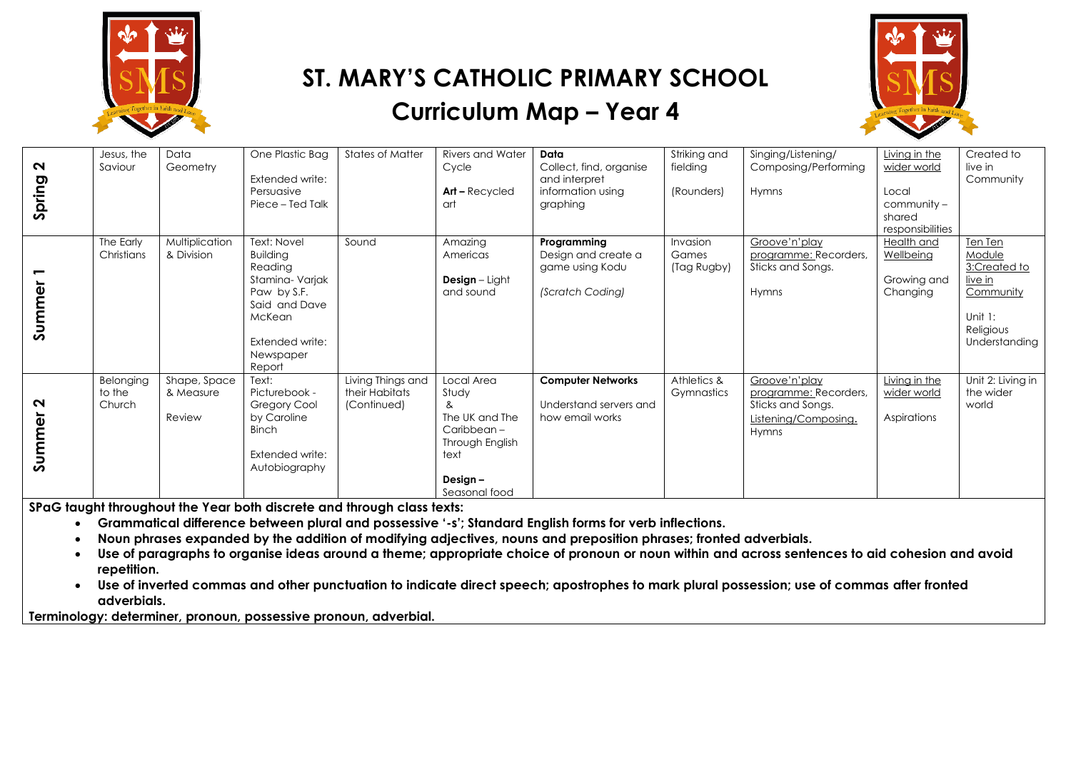# ST. MARY'S CATHOLIC PRIMARY SCHOOL

## Curriculum Map – Year 4

| | | | | | | | | | | |
|---|---|---|---|---|---|---|---|---|---|---|
| **Spring 2** | Jesus, the Saviour | Data<br>Geometry | One Plastic Bag<br><br>Extended write: Persuasive Piece – Ted Talk | States of Matter | Rivers and Water Cycle<br><br>**Art –** Recycled art | **Data**<br>Collect, find, organise and interpret information using graphing | Striking and fielding<br><br>(Rounders) | Singing/Listening/ Composing/Performing<br><br>Hymns | Living in the wider world<br><br>Local community – shared responsibilities | Created to live in Community |
| **Summer 1** | The Early Christians | Multiplication & Division | Text: Novel Building Reading Stamina- Varjak Paw by S.F. Said and Dave McKean<br><br>Extended write: Newspaper Report | Sound | Amazing Americas<br><br>**Design** – Light and sound | **Programming**<br>Design and create a game using Kodu<br><br>*(Scratch Coding)* | Invasion Games (Tag Rugby) | Groove'n'play programme: Recorders, Sticks and Songs.<br><br>Hymns | Health and Wellbeing<br><br>Growing and Changing | Ten Ten Module 3:Created to live in Community<br><br>Unit 1: Religious Understanding |
| **Summer 2** | Belonging to the Church | Shape, Space & Measure<br><br>Review | Text: Picturebook - Gregory Cool by Caroline Binch<br><br>Extended write: Autobiography | Living Things and their Habitats (Continued) | Local Area Study<br>&<br>The UK and The Caribbean – Through English text<br><br>**Design –** Seasonal food | **Computer Networks**<br><br>Understand servers and how email works | Athletics & Gymnastics | Groove'n'play programme: Recorders, Sticks and Songs.<br>Listening/Composing.<br>Hymns | Living in the wider world<br><br>Aspirations | Unit 2: Living in the wider world |

**SPaG taught throughout the Year both discrete and through class texts:**

- **Grammatical difference between plural and possessive '-s'; Standard English forms for verb inflections.**
- **Noun phrases expanded by the addition of modifying adjectives, nouns and preposition phrases; fronted adverbials.**
- **Use of paragraphs to organise ideas around a theme; appropriate choice of pronoun or noun within and across sentences to aid cohesion and avoid repetition.**
- **Use of inverted commas and other punctuation to indicate direct speech; apostrophes to mark plural possession; use of commas after fronted adverbials.**

**Terminology: determiner, pronoun, possessive pronoun, adverbial.**